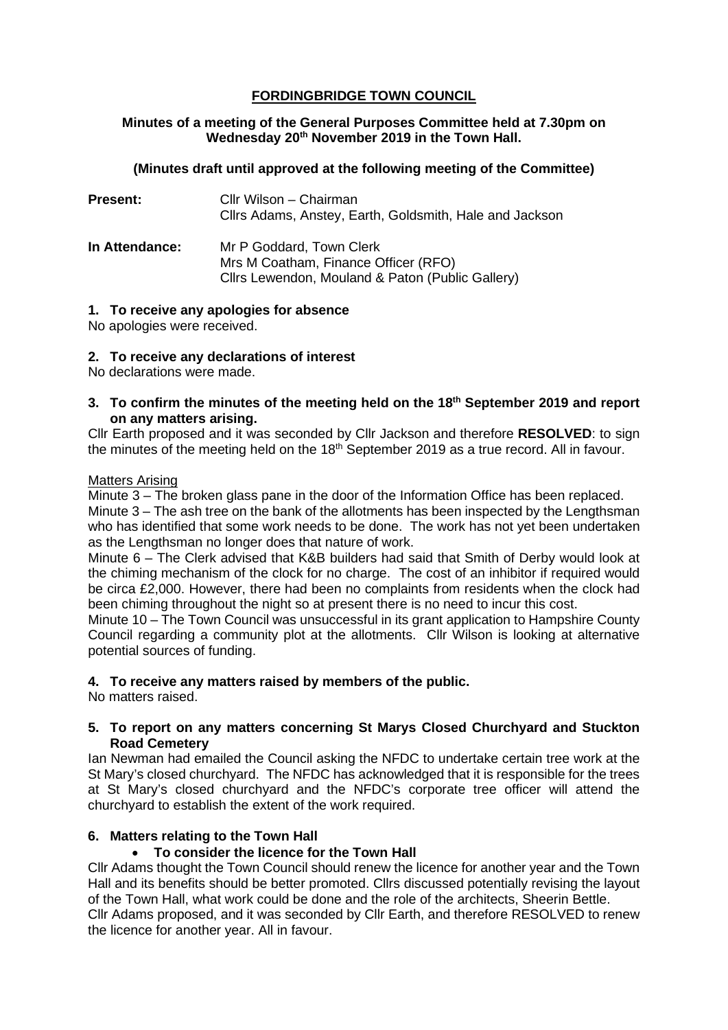# FORDINGBRIDGE TOWN COUNCIL

**Minutes of a meeting of the General Purposes Committee held at 7.30pm on Wednesday 20th November 2019 in the Town Hall.**

**(Minutes draft until approved at the following meeting of the Committee)**

**Present:** Cllr Wilson – Chairman
Cllrs Adams, Anstey, Earth, Goldsmith, Hale and Jackson

**In Attendance:** Mr P Goddard, Town Clerk
Mrs M Coatham, Finance Officer (RFO)
Cllrs Lewendon, Mouland & Paton (Public Gallery)

## 1. To receive any apologies for absence

No apologies were received.

## 2. To receive any declarations of interest

No declarations were made.

## 3. To confirm the minutes of the meeting held on the 18th September 2019 and report on any matters arising.

Cllr Earth proposed and it was seconded by Cllr Jackson and therefore **RESOLVED**: to sign the minutes of the meeting held on the 18th September 2019 as a true record. All in favour.

Matters Arising

Minute 3 – The broken glass pane in the door of the Information Office has been replaced.

Minute 3 – The ash tree on the bank of the allotments has been inspected by the Lengthsman who has identified that some work needs to be done. The work has not yet been undertaken as the Lengthsman no longer does that nature of work.

Minute 6 – The Clerk advised that K&B builders had said that Smith of Derby would look at the chiming mechanism of the clock for no charge. The cost of an inhibitor if required would be circa £2,000. However, there had been no complaints from residents when the clock had been chiming throughout the night so at present there is no need to incur this cost.

Minute 10 – The Town Council was unsuccessful in its grant application to Hampshire County Council regarding a community plot at the allotments. Cllr Wilson is looking at alternative potential sources of funding.

## 4. To receive any matters raised by members of the public.

No matters raised.

## 5. To report on any matters concerning St Marys Closed Churchyard and Stuckton Road Cemetery

Ian Newman had emailed the Council asking the NFDC to undertake certain tree work at the St Mary's closed churchyard. The NFDC has acknowledged that it is responsible for the trees at St Mary's closed churchyard and the NFDC's corporate tree officer will attend the churchyard to establish the extent of the work required.

## 6. Matters relating to the Town Hall

- **To consider the licence for the Town Hall**

Cllr Adams thought the Town Council should renew the licence for another year and the Town Hall and its benefits should be better promoted. Cllrs discussed potentially revising the layout of the Town Hall, what work could be done and the role of the architects, Sheerin Bettle.

Cllr Adams proposed, and it was seconded by Cllr Earth, and therefore RESOLVED to renew the licence for another year. All in favour.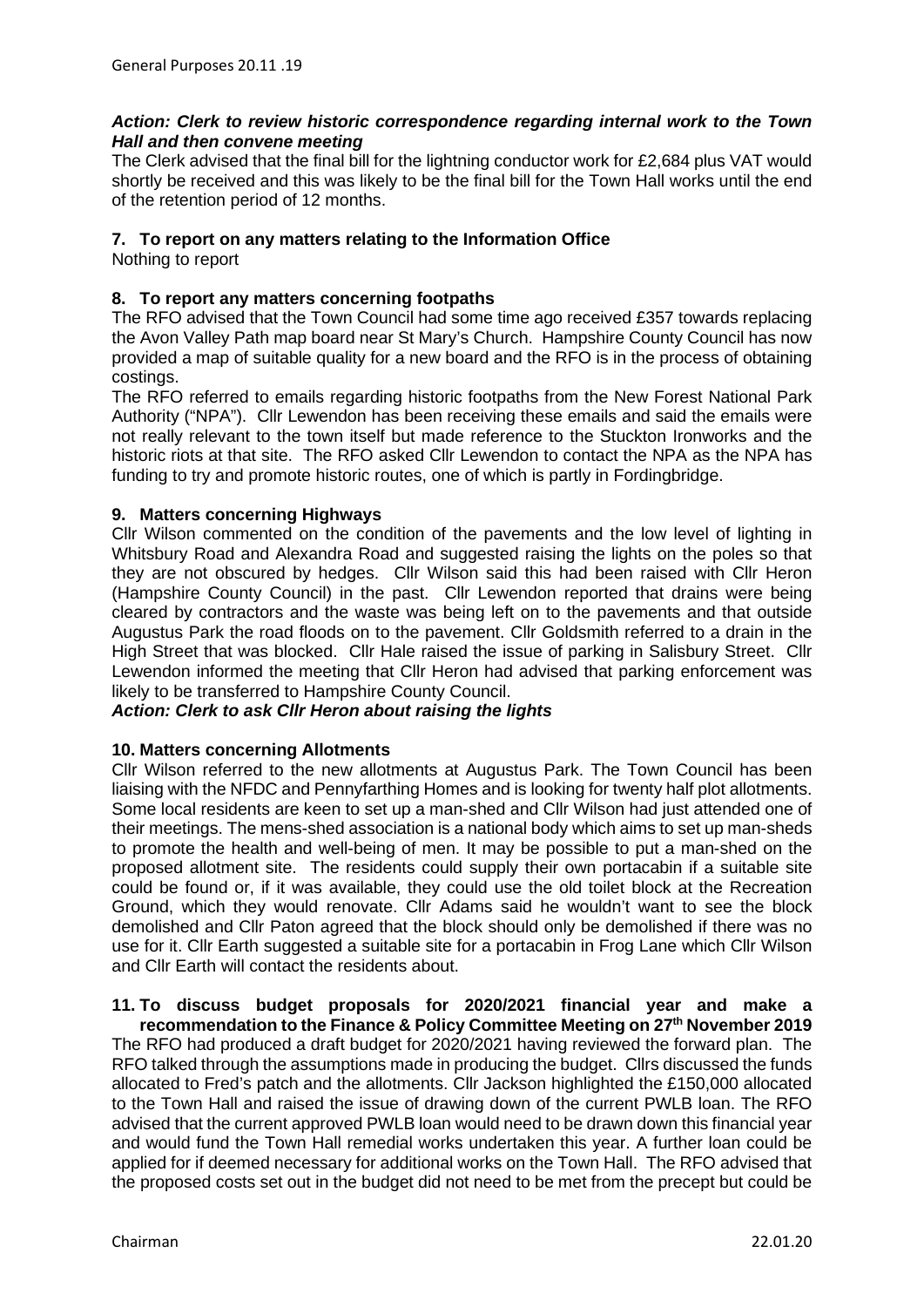***Action: Clerk to review historic correspondence regarding internal work to the Town Hall and then convene meeting***

The Clerk advised that the final bill for the lightning conductor work for £2,684 plus VAT would shortly be received and this was likely to be the final bill for the Town Hall works until the end of the retention period of 12 months.

**7. To report on any matters relating to the Information Office**

Nothing to report

**8. To report any matters concerning footpaths**

The RFO advised that the Town Council had some time ago received £357 towards replacing the Avon Valley Path map board near St Mary's Church. Hampshire County Council has now provided a map of suitable quality for a new board and the RFO is in the process of obtaining costings.

The RFO referred to emails regarding historic footpaths from the New Forest National Park Authority ("NPA"). Cllr Lewendon has been receiving these emails and said the emails were not really relevant to the town itself but made reference to the Stuckton Ironworks and the historic riots at that site. The RFO asked Cllr Lewendon to contact the NPA as the NPA has funding to try and promote historic routes, one of which is partly in Fordingbridge.

**9. Matters concerning Highways**

Cllr Wilson commented on the condition of the pavements and the low level of lighting in Whitsbury Road and Alexandra Road and suggested raising the lights on the poles so that they are not obscured by hedges. Cllr Wilson said this had been raised with Cllr Heron (Hampshire County Council) in the past. Cllr Lewendon reported that drains were being cleared by contractors and the waste was being left on to the pavements and that outside Augustus Park the road floods on to the pavement. Cllr Goldsmith referred to a drain in the High Street that was blocked. Cllr Hale raised the issue of parking in Salisbury Street. Cllr Lewendon informed the meeting that Cllr Heron had advised that parking enforcement was likely to be transferred to Hampshire County Council.

***Action: Clerk to ask Cllr Heron about raising the lights***

**10. Matters concerning Allotments**

Cllr Wilson referred to the new allotments at Augustus Park. The Town Council has been liaising with the NFDC and Pennyfarthing Homes and is looking for twenty half plot allotments. Some local residents are keen to set up a man-shed and Cllr Wilson had just attended one of their meetings. The mens-shed association is a national body which aims to set up man-sheds to promote the health and well-being of men. It may be possible to put a man-shed on the proposed allotment site. The residents could supply their own portacabin if a suitable site could be found or, if it was available, they could use the old toilet block at the Recreation Ground, which they would renovate. Cllr Adams said he wouldn't want to see the block demolished and Cllr Paton agreed that the block should only be demolished if there was no use for it. Cllr Earth suggested a suitable site for a portacabin in Frog Lane which Cllr Wilson and Cllr Earth will contact the residents about.

**11. To discuss budget proposals for 2020/2021 financial year and make a recommendation to the Finance & Policy Committee Meeting on 27th November 2019**

The RFO had produced a draft budget for 2020/2021 having reviewed the forward plan. The RFO talked through the assumptions made in producing the budget. Cllrs discussed the funds allocated to Fred's patch and the allotments. Cllr Jackson highlighted the £150,000 allocated to the Town Hall and raised the issue of drawing down of the current PWLB loan. The RFO advised that the current approved PWLB loan would need to be drawn down this financial year and would fund the Town Hall remedial works undertaken this year. A further loan could be applied for if deemed necessary for additional works on the Town Hall. The RFO advised that the proposed costs set out in the budget did not need to be met from the precept but could be

Chairman 22.01.20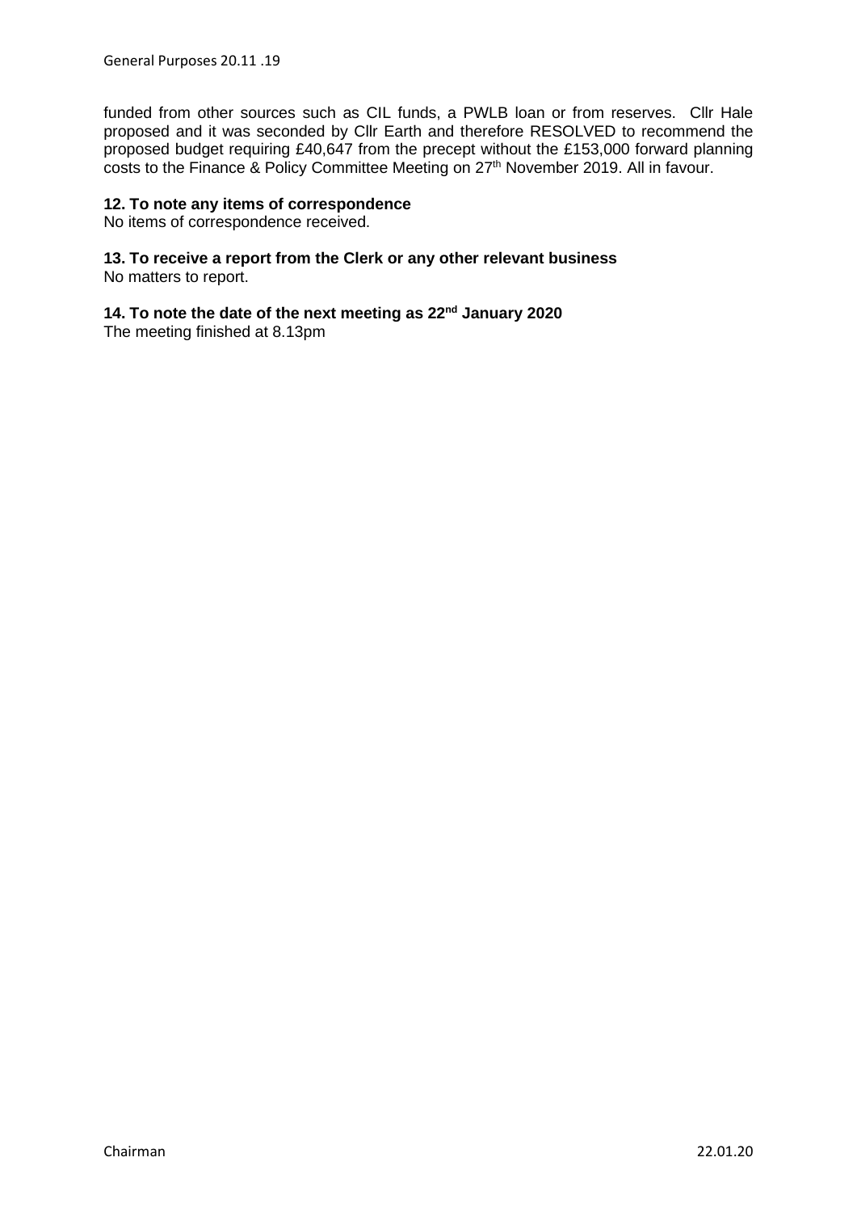funded from other sources such as CIL funds, a PWLB loan or from reserves. Cllr Hale proposed and it was seconded by Cllr Earth and therefore RESOLVED to recommend the proposed budget requiring £40,647 from the precept without the £153,000 forward planning costs to the Finance & Policy Committee Meeting on 27th November 2019. All in favour.

**12. To note any items of correspondence**

No items of correspondence received.

**13. To receive a report from the Clerk or any other relevant business**

No matters to report.

**14. To note the date of the next meeting as 22nd January 2020**

The meeting finished at 8.13pm

Chairman 22.01.20